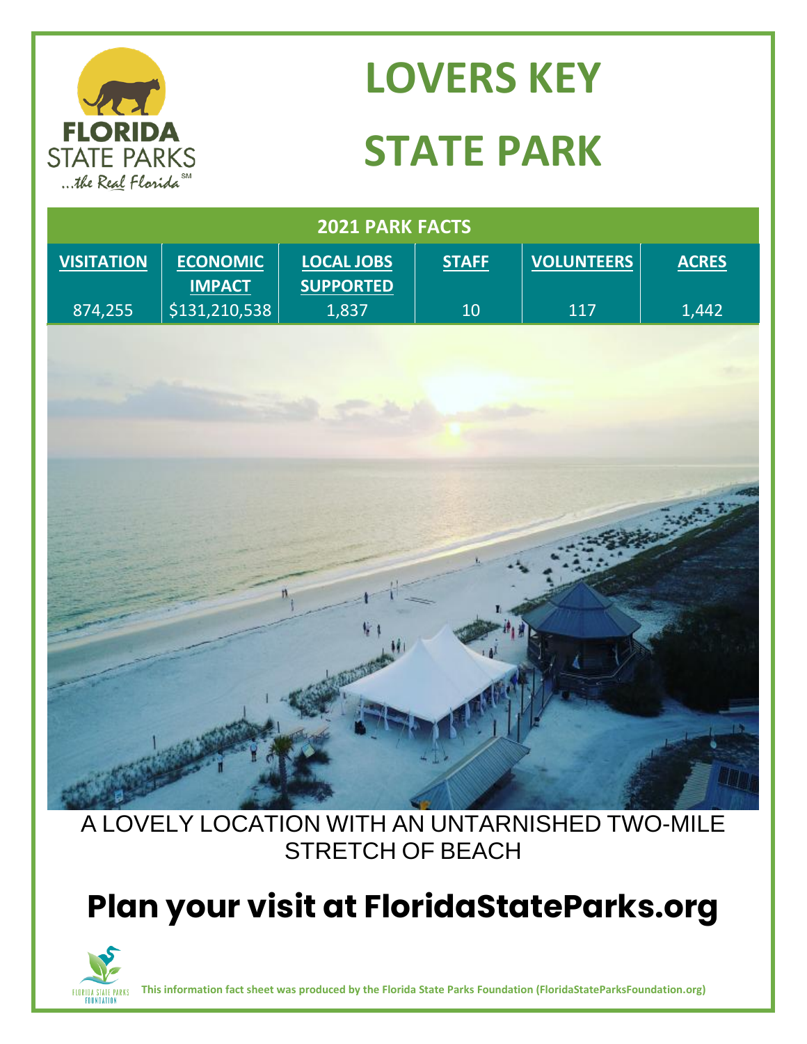# LOVERS KEY STATE PARK

| 2021 PARK FACTS | | | | | |
|---|---|---|---|---|---|
| VISITATION | ECONOMIC IMPACT | LOCAL JOBS SUPPORTED | STAFF | VOLUNTEERS | ACRES |
| 874,255 | $131,210,538 | 1,837 | 10 | 117 | 1,442 |

A LOVELY LOCATION WITH AN UNTARNISHED TWO-MILE STRETCH OF BEACH

## Plan your visit at FloridaStateParks.org

This information fact sheet was produced by the Florida State Parks Foundation (FloridaStateParksFoundation.org)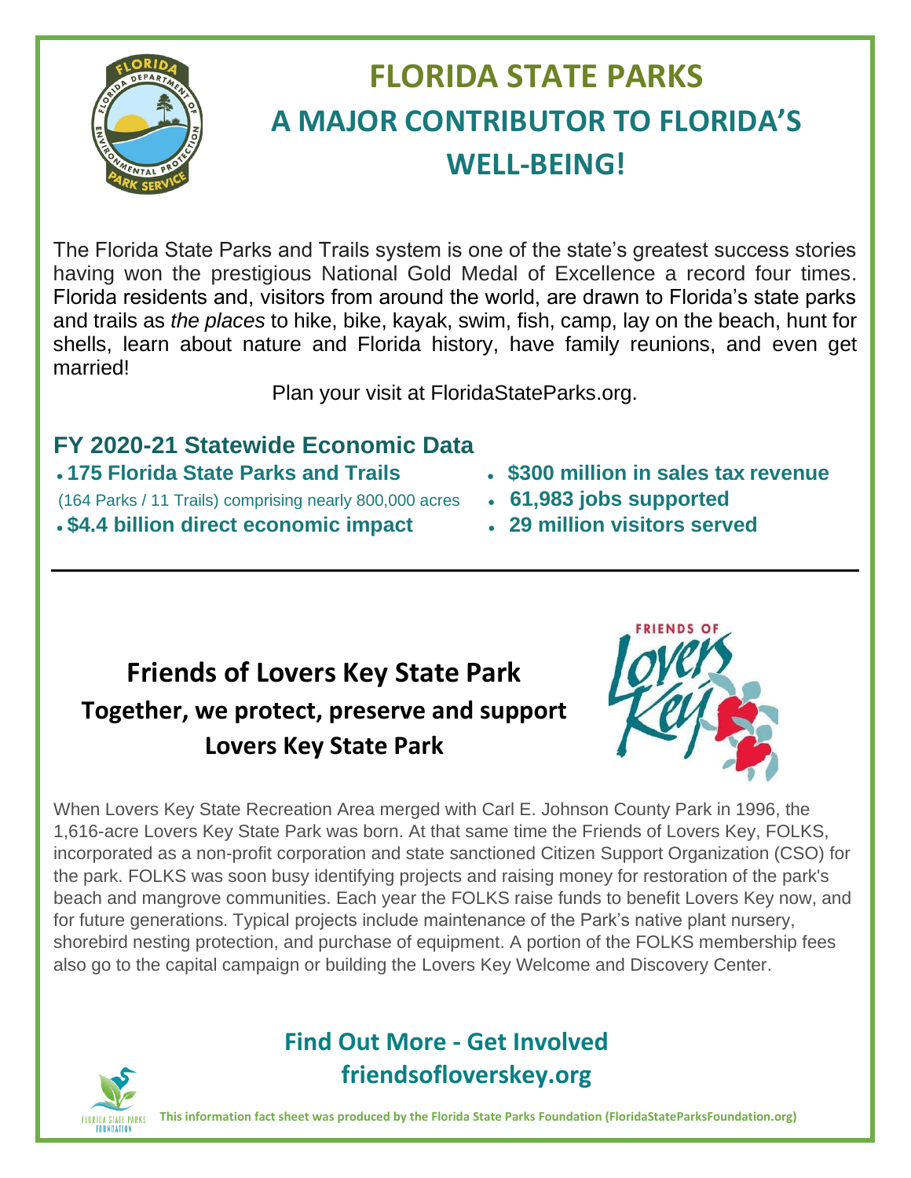# FLORIDA STATE PARKS

## A MAJOR CONTRIBUTOR TO FLORIDA'S WELL-BEING!

The Florida State Parks and Trails system is one of the state's greatest success stories having won the prestigious National Gold Medal of Excellence a record four times. Florida residents and, visitors from around the world, are drawn to Florida's state parks and trails as *the places* to hike, bike, kayak, swim, fish, camp, lay on the beach, hunt for shells, learn about nature and Florida history, have family reunions, and even get married!

Plan your visit at FloridaStateParks.org.

### FY 2020-21 Statewide Economic Data

- **175 Florida State Parks and Trails**
  (164 Parks / 11 Trails) comprising nearly 800,000 acres
- **$4.4 billion direct economic impact**
- **$300 million in sales tax revenue**
- **61,983 jobs supported**
- **29 million visitors served**

---

## Friends of Lovers Key State Park

### Together, we protect, preserve and support Lovers Key State Park

When Lovers Key State Recreation Area merged with Carl E. Johnson County Park in 1996, the 1,616-acre Lovers Key State Park was born. At that same time the Friends of Lovers Key, FOLKS, incorporated as a non-profit corporation and state sanctioned Citizen Support Organization (CSO) for the park. FOLKS was soon busy identifying projects and raising money for restoration of the park's beach and mangrove communities. Each year the FOLKS raise funds to benefit Lovers Key now, and for future generations. Typical projects include maintenance of the Park's native plant nursery, shorebird nesting protection, and purchase of equipment. A portion of the FOLKS membership fees also go to the capital campaign or building the Lovers Key Welcome and Discovery Center.

### Find Out More - Get Involved

### friendsofloverskey.org

**This information fact sheet was produced by the Florida State Parks Foundation (FloridaStateParksFoundation.org)**